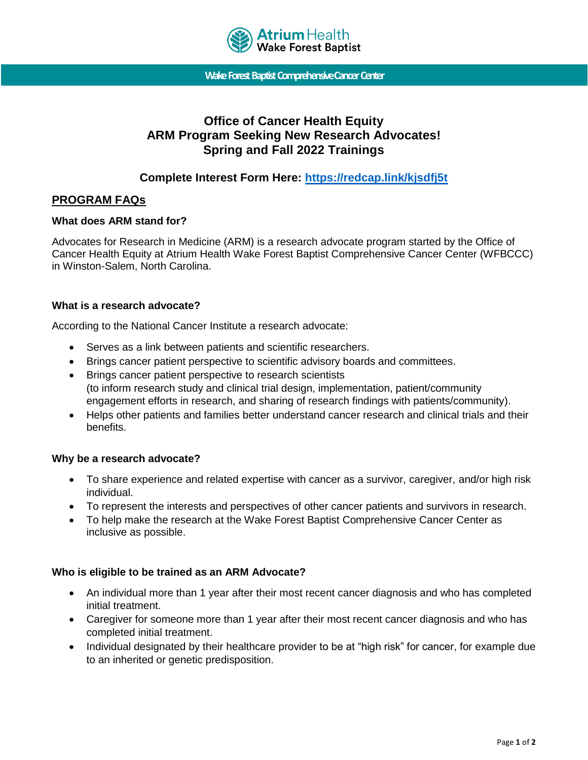Atrium Health
Wake Forest Baptist

Wake Forest Baptist Comprehensive Cancer Center

# Office of Cancer Health Equity
# ARM Program Seeking New Research Advocates!
# Spring and Fall 2022 Trainings

### Complete Interest Form Here: [https://redcap.link/kjsdfj5t](https://redcap.link/kjsdfj5t)

## PROGRAM FAQs

### What does ARM stand for?

Advocates for Research in Medicine (ARM) is a research advocate program started by the Office of Cancer Health Equity at Atrium Health Wake Forest Baptist Comprehensive Cancer Center (WFBCCC) in Winston-Salem, North Carolina.

### What is a research advocate?

According to the National Cancer Institute a research advocate:

- Serves as a link between patients and scientific researchers.
- Brings cancer patient perspective to scientific advisory boards and committees.
- Brings cancer patient perspective to research scientists (to inform research study and clinical trial design, implementation, patient/community engagement efforts in research, and sharing of research findings with patients/community).
- Helps other patients and families better understand cancer research and clinical trials and their benefits.

### Why be a research advocate?

- To share experience and related expertise with cancer as a survivor, caregiver, and/or high risk individual.
- To represent the interests and perspectives of other cancer patients and survivors in research.
- To help make the research at the Wake Forest Baptist Comprehensive Cancer Center as inclusive as possible.

### Who is eligible to be trained as an ARM Advocate?

- An individual more than 1 year after their most recent cancer diagnosis and who has completed initial treatment.
- Caregiver for someone more than 1 year after their most recent cancer diagnosis and who has completed initial treatment.
- Individual designated by their healthcare provider to be at "high risk" for cancer, for example due to an inherited or genetic predisposition.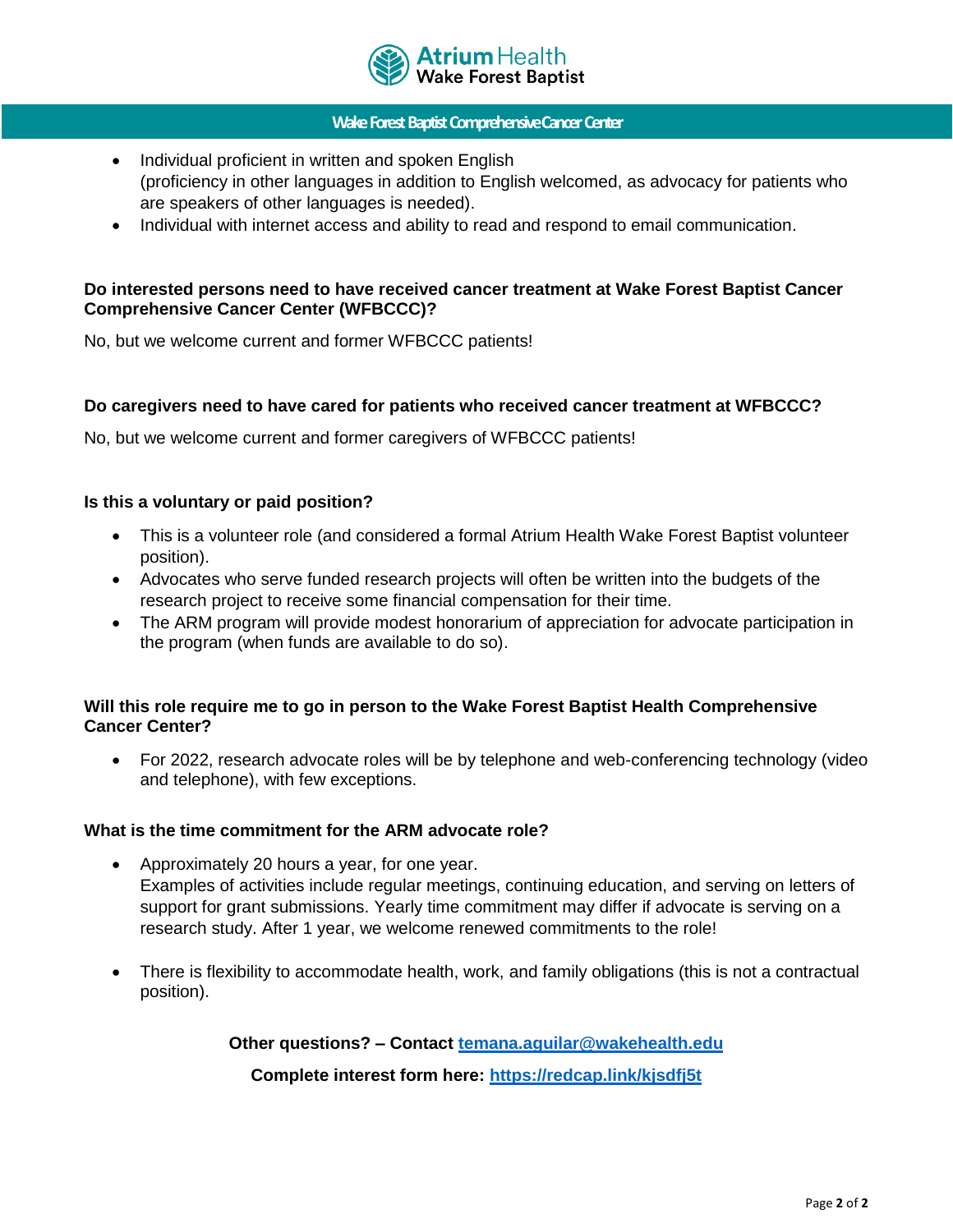- Individual proficient in written and spoken English
  (proficiency in other languages in addition to English welcomed, as advocacy for patients who are speakers of other languages is needed).
- Individual with internet access and ability to read and respond to email communication.

**Do interested persons need to have received cancer treatment at Wake Forest Baptist Cancer Comprehensive Cancer Center (WFBCCC)?**

No, but we welcome current and former WFBCCC patients!

**Do caregivers need to have cared for patients who received cancer treatment at WFBCCC?**

No, but we welcome current and former caregivers of WFBCCC patients!

**Is this a voluntary or paid position?**

- This is a volunteer role (and considered a formal Atrium Health Wake Forest Baptist volunteer position).
- Advocates who serve funded research projects will often be written into the budgets of the research project to receive some financial compensation for their time.
- The ARM program will provide modest honorarium of appreciation for advocate participation in the program (when funds are available to do so).

**Will this role require me to go in person to the Wake Forest Baptist Health Comprehensive Cancer Center?**

- For 2022, research advocate roles will be by telephone and web-conferencing technology (video and telephone), with few exceptions.

**What is the time commitment for the ARM advocate role?**

- Approximately 20 hours a year, for one year.
  Examples of activities include regular meetings, continuing education, and serving on letters of support for grant submissions. Yearly time commitment may differ if advocate is serving on a research study. After 1 year, we welcome renewed commitments to the role!

- There is flexibility to accommodate health, work, and family obligations (this is not a contractual position).

**Other questions? – Contact [temana.aguilar@wakehealth.edu](mailto:temana.aguilar@wakehealth.edu)**

**Complete interest form here: [https://redcap.link/kjsdfj5t](https://redcap.link/kjsdfj5t)**